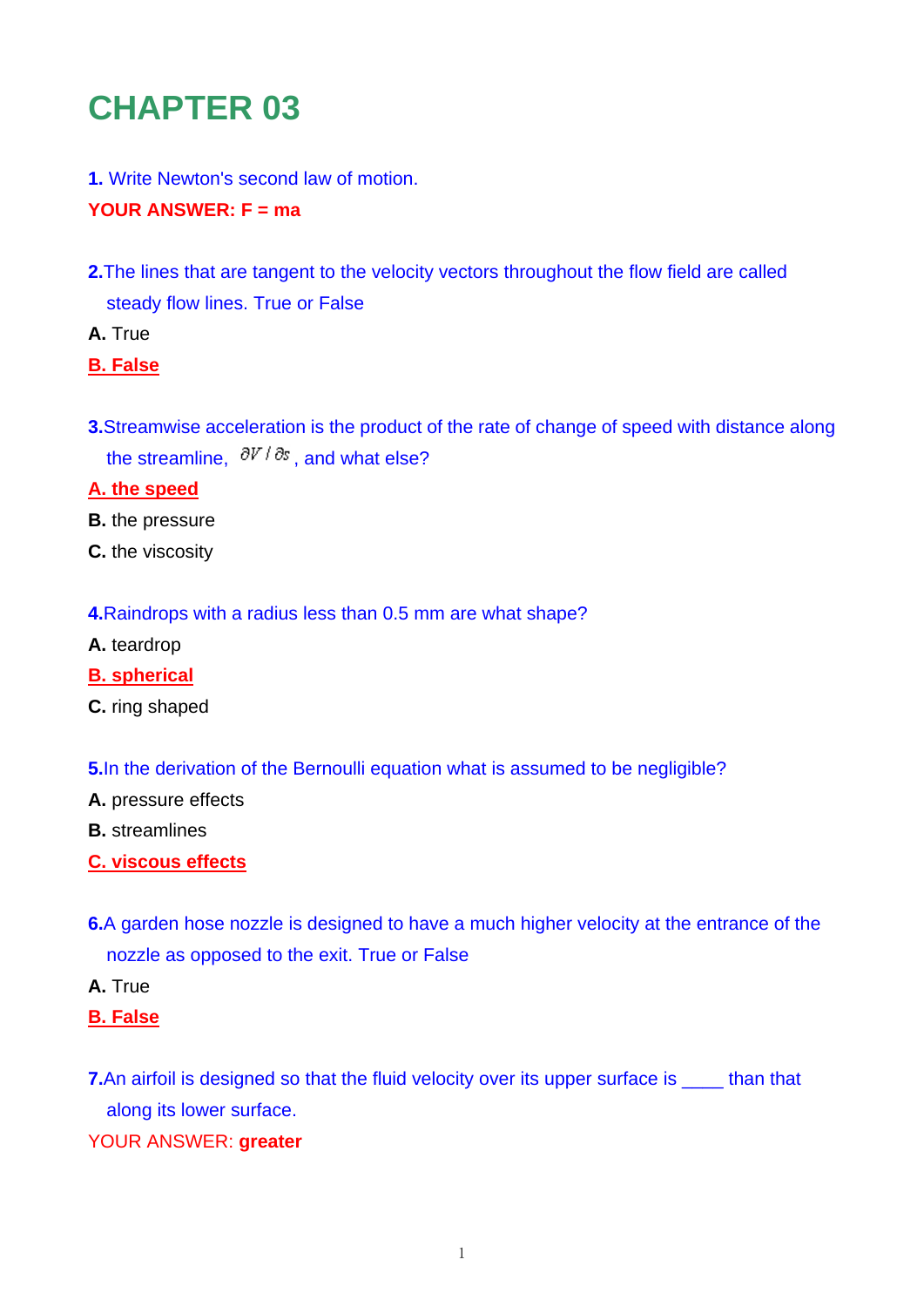# CHAPTER 03

**1.** Write Newton's second law of motion.

**YOUR ANSWER: F = ma**

**2.** The lines that are tangent to the velocity vectors throughout the flow field are called steady flow lines. True or False

**A.** True

**B. False**

**3.** Streamwise acceleration is the product of the rate of change of speed with distance along the streamline, $\partial V / \partial s$, and what else?

**A. the speed**

**B.** the pressure

**C.** the viscosity

**4.** Raindrops with a radius less than 0.5 mm are what shape?

**A.** teardrop

**B. spherical**

**C.** ring shaped

**5.** In the derivation of the Bernoulli equation what is assumed to be negligible?

**A.** pressure effects

**B.** streamlines

**C. viscous effects**

**6.** A garden hose nozzle is designed to have a much higher velocity at the entrance of the nozzle as opposed to the exit. True or False

**A.** True

**B. False**

**7.** An airfoil is designed so that the fluid velocity over its upper surface is ____ than that along its lower surface.

YOUR ANSWER: **greater**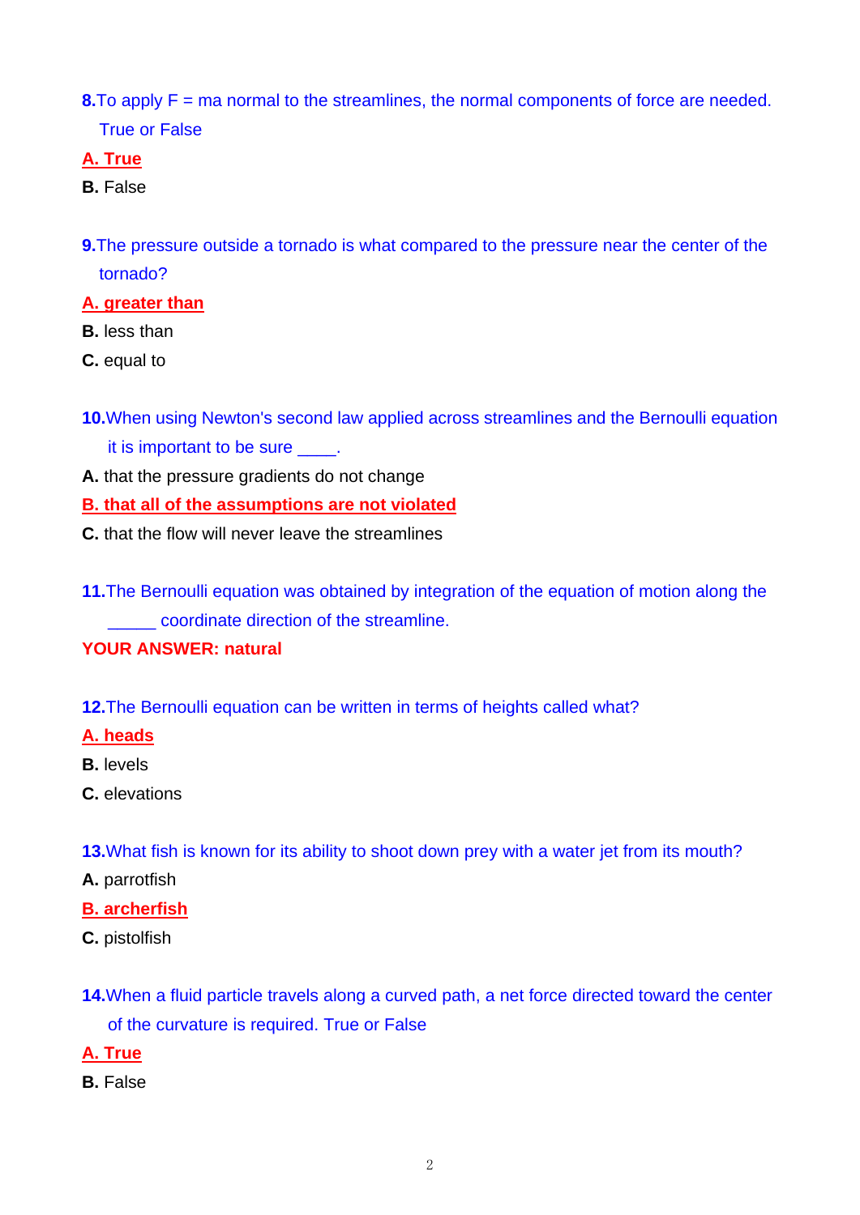**8.** To apply F = ma normal to the streamlines, the normal components of force are needed. True or False

**A. True**

**B.** False

**9.** The pressure outside a tornado is what compared to the pressure near the center of the tornado?

**A. greater than**

**B.** less than

**C.** equal to

**10.** When using Newton's second law applied across streamlines and the Bernoulli equation it is important to be sure ____.

**A.** that the pressure gradients do not change

**B. that all of the assumptions are not violated**

**C.** that the flow will never leave the streamlines

**11.** The Bernoulli equation was obtained by integration of the equation of motion along the _____ coordinate direction of the streamline.

**YOUR ANSWER: natural**

**12.** The Bernoulli equation can be written in terms of heights called what?

**A. heads**

**B.** levels

**C.** elevations

**13.** What fish is known for its ability to shoot down prey with a water jet from its mouth?

**A.** parrotfish

**B. archerfish**

**C.** pistolfish

**14.** When a fluid particle travels along a curved path, a net force directed toward the center of the curvature is required. True or False

**A. True**

**B.** False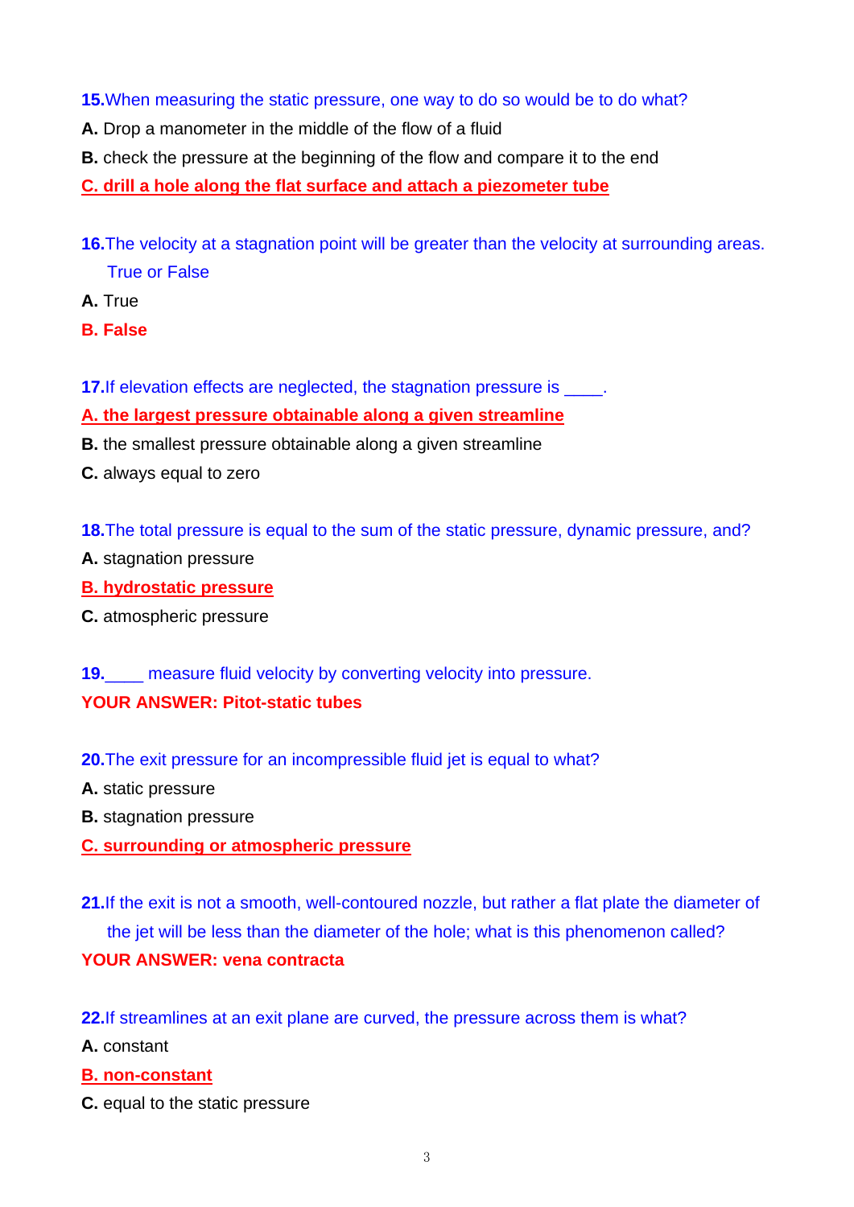**15.** When measuring the static pressure, one way to do so would be to do what?

**A.** Drop a manometer in the middle of the flow of a fluid

**B.** check the pressure at the beginning of the flow and compare it to the end

**C. drill a hole along the flat surface and attach a piezometer tube**

**16.** The velocity at a stagnation point will be greater than the velocity at surrounding areas. True or False

**A.** True

**B. False**

**17.** If elevation effects are neglected, the stagnation pressure is ____.

**A. the largest pressure obtainable along a given streamline**

**B.** the smallest pressure obtainable along a given streamline

**C.** always equal to zero

**18.** The total pressure is equal to the sum of the static pressure, dynamic pressure, and?

**A.** stagnation pressure

**B. hydrostatic pressure**

**C.** atmospheric pressure

**19.** ____ measure fluid velocity by converting velocity into pressure.

**YOUR ANSWER: Pitot-static tubes**

**20.** The exit pressure for an incompressible fluid jet is equal to what?

**A.** static pressure

**B.** stagnation pressure

**C. surrounding or atmospheric pressure**

**21.** If the exit is not a smooth, well-contoured nozzle, but rather a flat plate the diameter of the jet will be less than the diameter of the hole; what is this phenomenon called?

**YOUR ANSWER: vena contracta**

**22.** If streamlines at an exit plane are curved, the pressure across them is what?

**A.** constant

**B. non-constant**

**C.** equal to the static pressure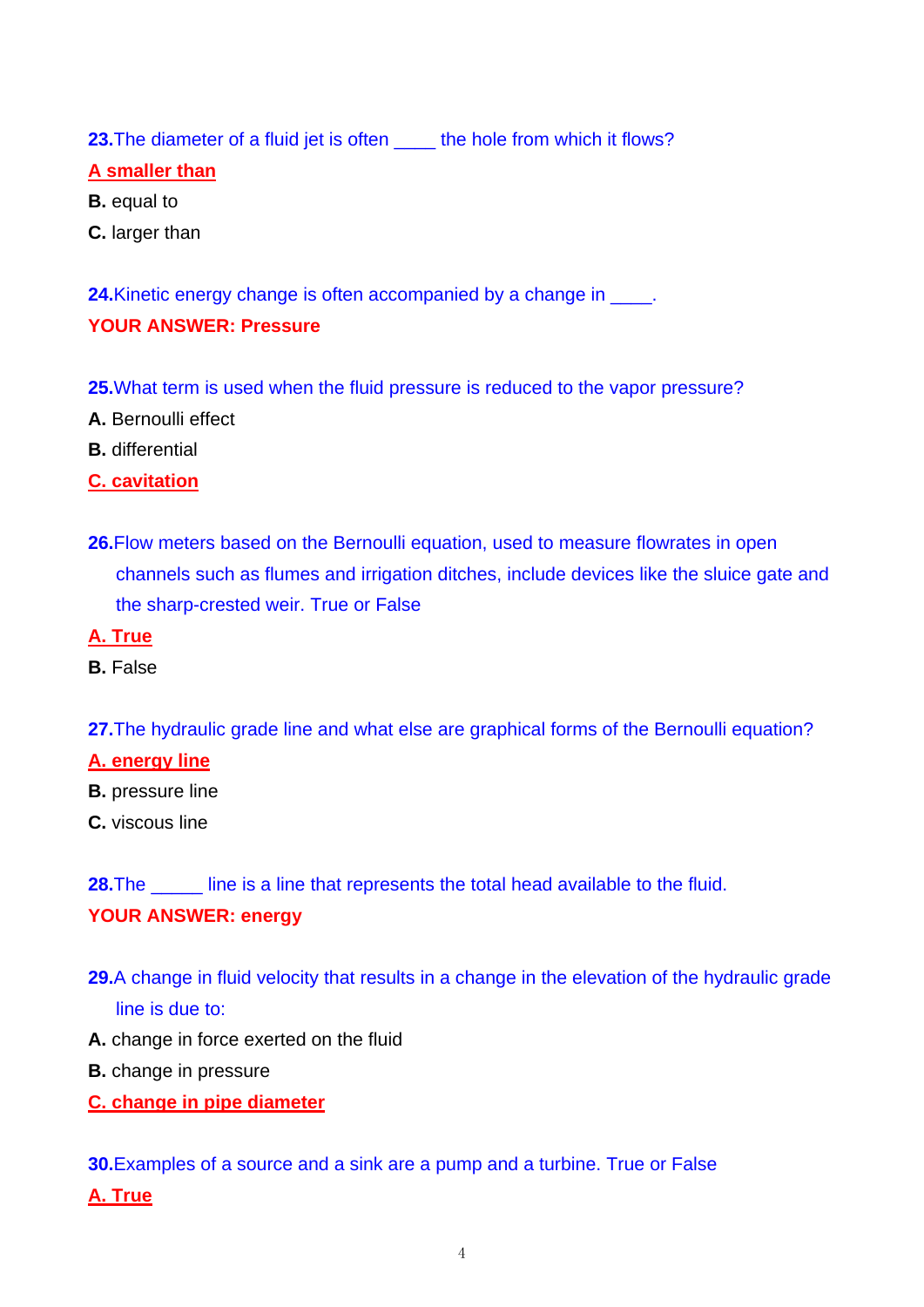**23.** The diameter of a fluid jet is often ____ the hole from which it flows?

**A smaller than**

**B.** equal to

**C.** larger than

**24.** Kinetic energy change is often accompanied by a change in ____.

**YOUR ANSWER: Pressure**

**25.** What term is used when the fluid pressure is reduced to the vapor pressure?

**A.** Bernoulli effect

**B.** differential

**C. cavitation**

**26.** Flow meters based on the Bernoulli equation, used to measure flowrates in open channels such as flumes and irrigation ditches, include devices like the sluice gate and the sharp-crested weir. True or False

**A. True**

**B.** False

**27.** The hydraulic grade line and what else are graphical forms of the Bernoulli equation?

**A. energy line**

**B.** pressure line

**C.** viscous line

**28.** The _____ line is a line that represents the total head available to the fluid.

**YOUR ANSWER: energy**

**29.** A change in fluid velocity that results in a change in the elevation of the hydraulic grade line is due to:

**A.** change in force exerted on the fluid

**B.** change in pressure

**C. change in pipe diameter**

**30.** Examples of a source and a sink are a pump and a turbine. True or False

**A. True**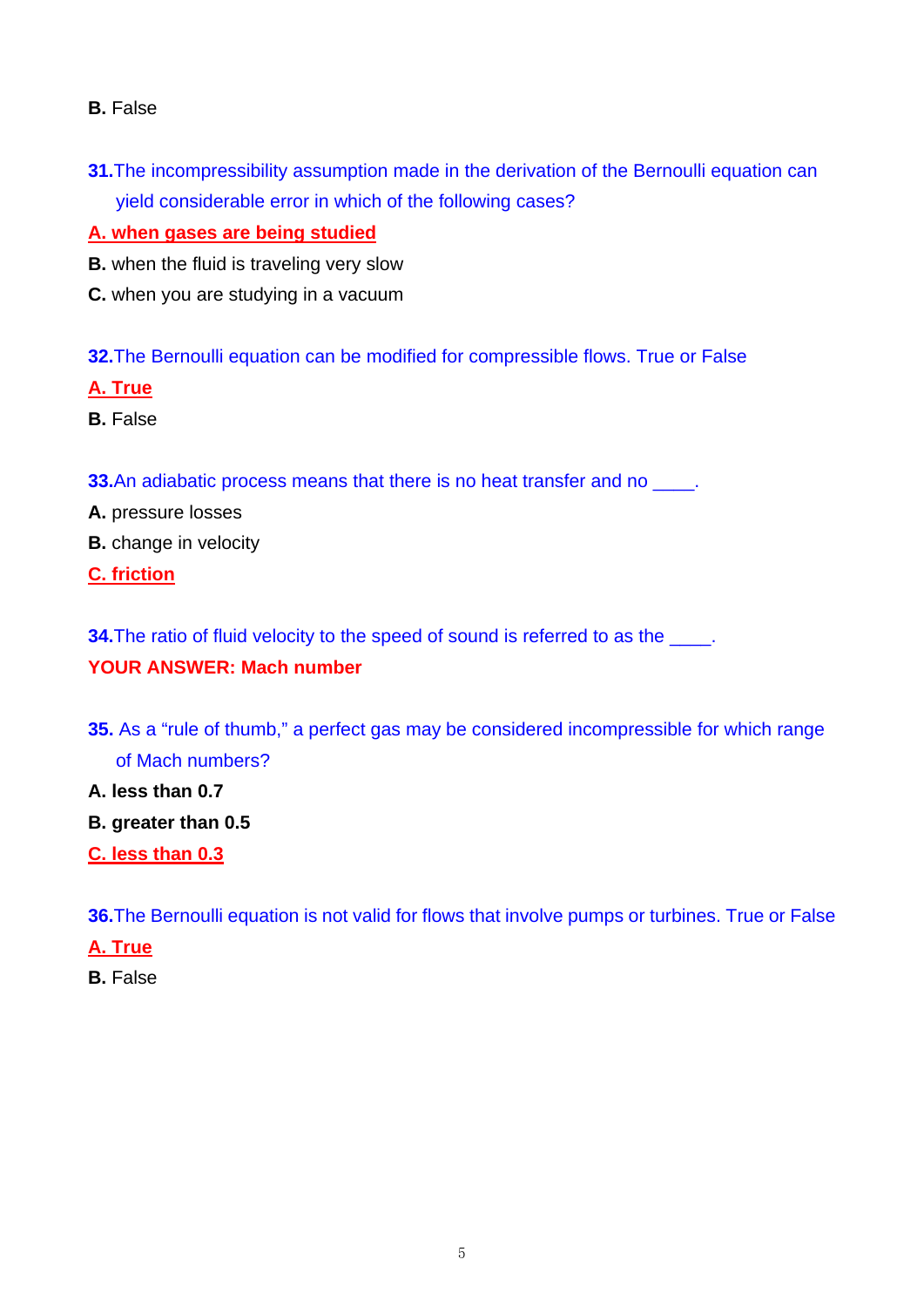**B.** False

**31.** The incompressibility assumption made in the derivation of the Bernoulli equation can yield considerable error in which of the following cases?

**A. when gases are being studied**

**B.** when the fluid is traveling very slow

**C.** when you are studying in a vacuum

**32.** The Bernoulli equation can be modified for compressible flows. True or False

**A. True**

**B.** False

**33.** An adiabatic process means that there is no heat transfer and no ____.

**A.** pressure losses

**B.** change in velocity

**C. friction**

**34.** The ratio of fluid velocity to the speed of sound is referred to as the ____.

**YOUR ANSWER: Mach number**

**35.** As a "rule of thumb," a perfect gas may be considered incompressible for which range of Mach numbers?

**A. less than 0.7**

**B. greater than 0.5**

**C. less than 0.3**

**36.** The Bernoulli equation is not valid for flows that involve pumps or turbines. True or False

**A. True**

**B.** False